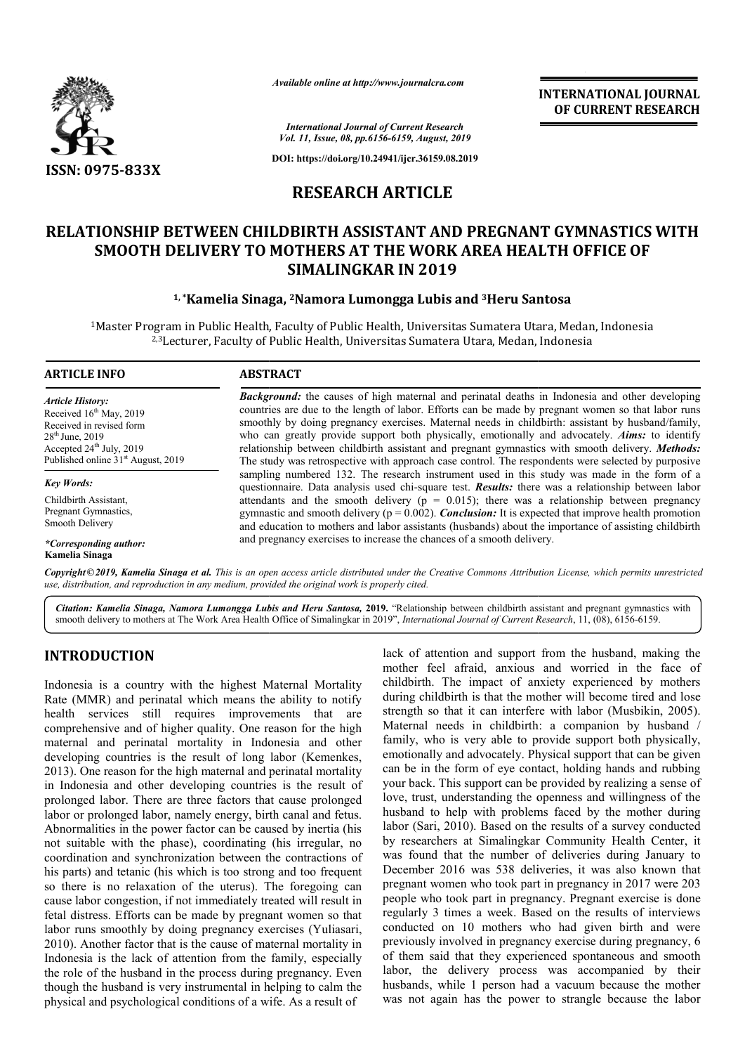*Available online at http://www.journalcra.com*

*International Journal of Current Research*
*Vol. 11, Issue, 08, pp.6156-6159, August, 2019*

**DOI: https://doi.org/10.24941/ijcr.36159.08.2019**

**ISSN: 0975-833X**

**INTERNATIONAL JOURNAL OF CURRENT RESEARCH**

# RESEARCH ARTICLE

# RELATIONSHIP BETWEEN CHILDBIRTH ASSISTANT AND PREGNANT GYMNASTICS WITH SMOOTH DELIVERY TO MOTHERS AT THE WORK AREA HEALTH OFFICE OF SIMALINGKAR IN 2019

**[1,*]Kamelia Sinaga, [2]Namora Lumongga Lubis and [3]Heru Santosa**

[1]Master Program in Public Health, Faculty of Public Health, Universitas Sumatera Utara, Medan, Indonesia
[2,3]Lecturer, Faculty of Public Health, Universitas Sumatera Utara, Medan, Indonesia

## ARTICLE INFO

*Article History:*
Received 16th May, 2019
Received in revised form
28th June, 2019
Accepted 24th July, 2019
Published online 31st August, 2019

*Key Words:*
Childbirth Assistant,
Pregnant Gymnastics,
Smooth Delivery

*\*Corresponding author:*
**Kamelia Sinaga**

## ABSTRACT

***Background:*** the causes of high maternal and perinatal deaths in Indonesia and other developing countries are due to the length of labor. Efforts can be made by pregnant women so that labor runs smoothly by doing pregnancy exercises. Maternal needs in childbirth: assistant by husband/family, who can greatly provide support both physically, emotionally and advocately. ***Aims:*** to identify relationship between childbirth assistant and pregnant gymnastics with smooth delivery. ***Methods:*** The study was retrospective with approach case control. The respondents were selected by purposive sampling numbered 132. The research instrument used in this study was made in the form of a questionnaire. Data analysis used chi-square test. ***Results:*** there was a relationship between labor attendants and the smooth delivery ($p = 0.015$); there was a relationship between pregnancy gymnastic and smooth delivery ($p = 0.002$). ***Conclusion:*** It is expected that improve health promotion and education to mothers and labor assistants (husbands) about the importance of assisting childbirth and pregnancy exercises to increase the chances of a smooth delivery.

*Copyright©2019, Kamelia Sinaga et al. This is an open access article distributed under the Creative Commons Attribution License, which permits unrestricted use, distribution, and reproduction in any medium, provided the original work is properly cited.*

*Citation:* ***Kamelia Sinaga, Namora Lumongga Lubis and Heru Santosa,*** **2019.** "Relationship between childbirth assistant and pregnant gymnastics with smooth delivery to mothers at The Work Area Health Office of Simalingkar in 2019", *International Journal of Current Research*, 11, (08), 6156-6159.

## INTRODUCTION

Indonesia is a country with the highest Maternal Mortality Rate (MMR) and perinatal which means the ability to notify health services still requires improvements that are comprehensive and of higher quality. One reason for the high maternal and perinatal mortality in Indonesia and other developing countries is the result of long labor (Kemenkes, 2013). One reason for the high maternal and perinatal mortality in Indonesia and other developing countries is the result of prolonged labor. There are three factors that cause prolonged labor or prolonged labor, namely energy, birth canal and fetus. Abnormalities in the power factor can be caused by inertia (his not suitable with the phase), coordinating (his irregular, no coordination and synchronization between the contractions of his parts) and tetanic (his which is too strong and too frequent so there is no relaxation of the uterus). The foregoing can cause labor congestion, if not immediately treated will result in fetal distress. Efforts can be made by pregnant women so that labor runs smoothly by doing pregnancy exercises (Yuliasari, 2010). Another factor that is the cause of maternal mortality in Indonesia is the lack of attention from the family, especially the role of the husband in the process during pregnancy. Even though the husband is very instrumental in helping to calm the physical and psychological conditions of a wife. As a result of lack of attention and support from the husband, making the mother feel afraid, anxious and worried in the face of childbirth. The impact of anxiety experienced by mothers during childbirth is that the mother will become tired and lose strength so that it can interfere with labor (Musbikin, 2005). Maternal needs in childbirth: a companion by husband / family, who is very able to provide support both physically, emotionally and advocately. Physical support that can be given can be in the form of eye contact, holding hands and rubbing your back. This support can be provided by realizing a sense of love, trust, understanding the openness and willingness of the husband to help with problems faced by the mother during labor (Sari, 2010). Based on the results of a survey conducted by researchers at Simalingkar Community Health Center, it was found that the number of deliveries during January to December 2016 was 538 deliveries, it was also known that pregnant women who took part in pregnancy in 2017 were 203 people who took part in pregnancy. Pregnant exercise is done regularly 3 times a week. Based on the results of interviews conducted on 10 mothers who had given birth and were previously involved in pregnancy exercise during pregnancy, 6 of them said that they experienced spontaneous and smooth labor, the delivery process was accompanied by their husbands, while 1 person had a vacuum because the mother was not again has the power to strangle because the labor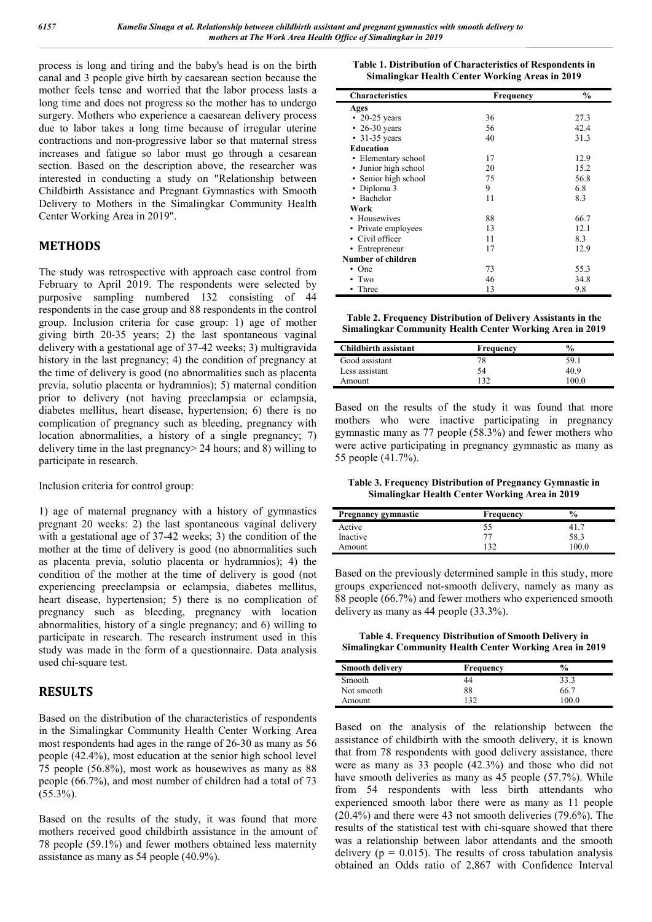process is long and tiring and the baby's head is on the birth canal and 3 people give birth by caesarean section because the mother feels tense and worried that the labor process lasts a long time and does not progress so the mother has to undergo surgery. Mothers who experience a caesarean delivery process due to labor takes a long time because of irregular uterine contractions and non-progressive labor so that maternal stress increases and fatigue so labor must go through a cesarean section. Based on the description above, the researcher was interested in conducting a study on "Relationship between Childbirth Assistance and Pregnant Gymnastics with Smooth Delivery to Mothers in the Simalingkar Community Health Center Working Area in 2019".

## METHODS

The study was retrospective with approach case control from February to April 2019. The respondents were selected by purposive sampling numbered 132 consisting of 44 respondents in the case group and 88 respondents in the control group. Inclusion criteria for case group: 1) age of mother giving birth 20-35 years; 2) the last spontaneous vaginal delivery with a gestational age of 37-42 weeks; 3) multigravida history in the last pregnancy; 4) the condition of pregnancy at the time of delivery is good (no abnormalities such as placenta previa, solutio placenta or hydramnios); 5) maternal condition prior to delivery (not having preeclampsia or eclampsia, diabetes mellitus, heart disease, hypertension; 6) there is no complication of pregnancy such as bleeding, pregnancy with location abnormalities, a history of a single pregnancy; 7) delivery time in the last pregnancy> 24 hours; and 8) willing to participate in research.

Inclusion criteria for control group:

1) age of maternal pregnancy with a history of gymnastics pregnant 20 weeks: 2) the last spontaneous vaginal delivery with a gestational age of 37-42 weeks; 3) the condition of the mother at the time of delivery is good (no abnormalities such as placenta previa, solutio placenta or hydramnios); 4) the condition of the mother at the time of delivery is good (not experiencing preeclampsia or eclampsia, diabetes mellitus, heart disease, hypertension; 5) there is no complication of pregnancy such as bleeding, pregnancy with location abnormalities, history of a single pregnancy; and 6) willing to participate in research. The research instrument used in this study was made in the form of a questionnaire. Data analysis used chi-square test.

## RESULTS

Based on the distribution of the characteristics of respondents in the Simalingkar Community Health Center Working Area most respondents had ages in the range of 26-30 as many as 56 people (42.4%), most education at the senior high school level 75 people (56.8%), most work as housewives as many as 88 people (66.7%), and most number of children had a total of 73 (55.3%).

Based on the results of the study, it was found that more mothers received good childbirth assistance in the amount of 78 people (59.1%) and fewer mothers obtained less maternity assistance as many as 54 people (40.9%).

**Table 1. Distribution of Characteristics of Respondents in Simalingkar Health Center Working Areas in 2019**

| Characteristics | Frequency | % |
|---|---|---|
| **Ages** | | |
| • 20-25 years | 36 | 27.3 |
| • 26-30 years | 56 | 42.4 |
| • 31-35 years | 40 | 31.3 |
| **Education** | | |
| • Elementary school | 17 | 12.9 |
| • Junior high school | 20 | 15.2 |
| • Senior high school | 75 | 56.8 |
| • Diploma 3 | 9 | 6.8 |
| • Bachelor | 11 | 8.3 |
| **Work** | | |
| • Housewives | 88 | 66.7 |
| • Private employees | 13 | 12.1 |
| • Civil officer | 11 | 8.3 |
| • Entrepreneur | 17 | 12.9 |
| **Number of children** | | |
| • One | 73 | 55.3 |
| • Two | 46 | 34.8 |
| • Three | 13 | 9.8 |

**Table 2. Frequency Distribution of Delivery Assistants in the Simalingkar Community Health Center Working Area in 2019**

| Childbirth assistant | Frequency | % |
|---|---|---|
| Good assistant | 78 | 59.1 |
| Less assistant | 54 | 40.9 |
| Amount | 132 | 100.0 |

Based on the results of the study it was found that more mothers who were inactive participating in pregnancy gymnastic many as 77 people (58.3%) and fewer mothers who were active participating in pregnancy gymnastic as many as 55 people (41.7%).

**Table 3. Frequency Distribution of Pregnancy Gymnastic in Simalingkar Health Center Working Area in 2019**

| Pregnancy gymnastic | Frequency | % |
|---|---|---|
| Active | 55 | 41.7 |
| Inactive | 77 | 58.3 |
| Amount | 132 | 100.0 |

Based on the previously determined sample in this study, more groups experienced not-smooth delivery, namely as many as 88 people (66.7%) and fewer mothers who experienced smooth delivery as many as 44 people (33.3%).

**Table 4. Frequency Distribution of Smooth Delivery in Simalingkar Community Health Center Working Area in 2019**

| Smooth delivery | Frequency | % |
|---|---|---|
| Smooth | 44 | 33.3 |
| Not smooth | 88 | 66.7 |
| Amount | 132 | 100.0 |

Based on the analysis of the relationship between the assistance of childbirth with the smooth delivery, it is known that from 78 respondents with good delivery assistance, there were as many as 33 people (42.3%) and those who did not have smooth deliveries as many as 45 people (57.7%). While from 54 respondents with less birth attendants who experienced smooth labor there were as many as 11 people (20.4%) and there were 43 not smooth deliveries (79.6%). The results of the statistical test with chi-square showed that there was a relationship between labor attendants and the smooth delivery ($p = 0.015$). The results of cross tabulation analysis obtained an Odds ratio of 2,867 with Confidence Interval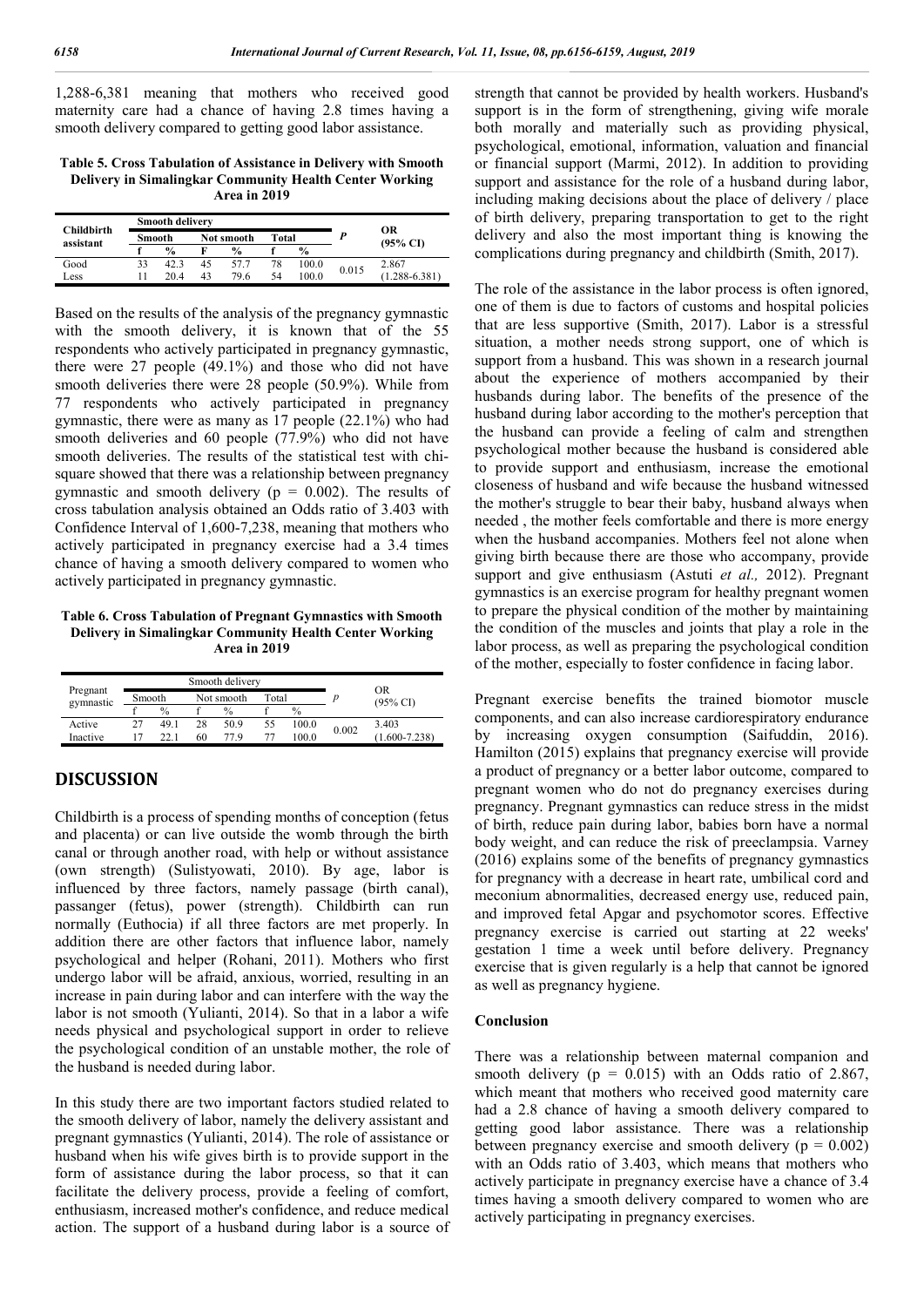1,288-6,381 meaning that mothers who received good maternity care had a chance of having 2.8 times having a smooth delivery compared to getting good labor assistance.

**Table 5. Cross Tabulation of Assistance in Delivery with Smooth Delivery in Simalingkar Community Health Center Working Area in 2019**

| Childbirth assistant | Smooth delivery | | | | | | *P* | OR (95% CI) |
|---|---|---|---|---|---|---|---|---|
| | Smooth | | Not smooth | | Total | | | |
| | f | % | F | % | f | % | | |
| Good | 33 | 42.3 | 45 | 57.7 | 78 | 100.0 | 0.015 | 2.867 (1.288-6.381) |
| Less | 11 | 20.4 | 43 | 79.6 | 54 | 100.0 | | |

Based on the results of the analysis of the pregnancy gymnastic with the smooth delivery, it is known that of the 55 respondents who actively participated in pregnancy gymnastic, there were 27 people (49.1%) and those who did not have smooth deliveries there were 28 people (50.9%). While from 77 respondents who actively participated in pregnancy gymnastic, there were as many as 17 people (22.1%) who had smooth deliveries and 60 people (77.9%) who did not have smooth deliveries. The results of the statistical test with chi-square showed that there was a relationship between pregnancy gymnastic and smooth delivery (p = 0.002). The results of cross tabulation analysis obtained an Odds ratio of 3.403 with Confidence Interval of 1,600-7,238, meaning that mothers who actively participated in pregnancy exercise had a 3.4 times chance of having a smooth delivery compared to women who actively participated in pregnancy gymnastic.

**Table 6. Cross Tabulation of Pregnant Gymnastics with Smooth Delivery in Simalingkar Community Health Center Working Area in 2019**

| Pregnant gymnastic | Smooth delivery | | | | | | *p* | OR (95% CI) |
|---|---|---|---|---|---|---|---|---|
| | Smooth | | Not smooth | | Total | | | |
| | f | % | f | % | f | % | | |
| Active | 27 | 49.1 | 28 | 50.9 | 55 | 100.0 | 0.002 | 3.403 (1.600-7.238) |
| Inactive | 17 | 22.1 | 60 | 77.9 | 77 | 100.0 | | |

## DISCUSSION

Childbirth is a process of spending months of conception (fetus and placenta) or can live outside the womb through the birth canal or through another road, with help or without assistance (own strength) (Sulistyowati, 2010). By age, labor is influenced by three factors, namely passage (birth canal), passanger (fetus), power (strength). Childbirth can run normally (Euthocia) if all three factors are met properly. In addition there are other factors that influence labor, namely psychological and helper (Rohani, 2011). Mothers who first undergo labor will be afraid, anxious, worried, resulting in an increase in pain during labor and can interfere with the way the labor is not smooth (Yulianti, 2014). So that in a labor a wife needs physical and psychological support in order to relieve the psychological condition of an unstable mother, the role of the husband is needed during labor.

In this study there are two important factors studied related to the smooth delivery of labor, namely the delivery assistant and pregnant gymnastics (Yulianti, 2014). The role of assistance or husband when his wife gives birth is to provide support in the form of assistance during the labor process, so that it can facilitate the delivery process, provide a feeling of comfort, enthusiasm, increased mother's confidence, and reduce medical action. The support of a husband during labor is a source of strength that cannot be provided by health workers. Husband's support is in the form of strengthening, giving wife morale both morally and materially such as providing physical, psychological, emotional, information, valuation and financial or financial support (Marmi, 2012). In addition to providing support and assistance for the role of a husband during labor, including making decisions about the place of delivery / place of birth delivery, preparing transportation to get to the right delivery and also the most important thing is knowing the complications during pregnancy and childbirth (Smith, 2017).

The role of the assistance in the labor process is often ignored, one of them is due to factors of customs and hospital policies that are less supportive (Smith, 2017). Labor is a stressful situation, a mother needs strong support, one of which is support from a husband. This was shown in a research journal about the experience of mothers accompanied by their husbands during labor. The benefits of the presence of the husband during labor according to the mother's perception that the husband can provide a feeling of calm and strengthen psychological mother because the husband is considered able to provide support and enthusiasm, increase the emotional closeness of husband and wife because the husband witnessed the mother's struggle to bear their baby, husband always when needed , the mother feels comfortable and there is more energy when the husband accompanies. Mothers feel not alone when giving birth because there are those who accompany, provide support and give enthusiasm (Astuti *et al.,* 2012). Pregnant gymnastics is an exercise program for healthy pregnant women to prepare the physical condition of the mother by maintaining the condition of the muscles and joints that play a role in the labor process, as well as preparing the psychological condition of the mother, especially to foster confidence in facing labor.

Pregnant exercise benefits the trained biomotor muscle components, and can also increase cardiorespiratory endurance by increasing oxygen consumption (Saifuddin, 2016). Hamilton (2015) explains that pregnancy exercise will provide a product of pregnancy or a better labor outcome, compared to pregnant women who do not do pregnancy exercises during pregnancy. Pregnant gymnastics can reduce stress in the midst of birth, reduce pain during labor, babies born have a normal body weight, and can reduce the risk of preeclampsia. Varney (2016) explains some of the benefits of pregnancy gymnastics for pregnancy with a decrease in heart rate, umbilical cord and meconium abnormalities, decreased energy use, reduced pain, and improved fetal Apgar and psychomotor scores. Effective pregnancy exercise is carried out starting at 22 weeks' gestation 1 time a week until before delivery. Pregnancy exercise that is given regularly is a help that cannot be ignored as well as pregnancy hygiene.

### Conclusion

There was a relationship between maternal companion and smooth delivery (p = 0.015) with an Odds ratio of 2.867, which meant that mothers who received good maternity care had a 2.8 chance of having a smooth delivery compared to getting good labor assistance. There was a relationship between pregnancy exercise and smooth delivery (p = 0.002) with an Odds ratio of 3.403, which means that mothers who actively participate in pregnancy exercise have a chance of 3.4 times having a smooth delivery compared to women who are actively participating in pregnancy exercises.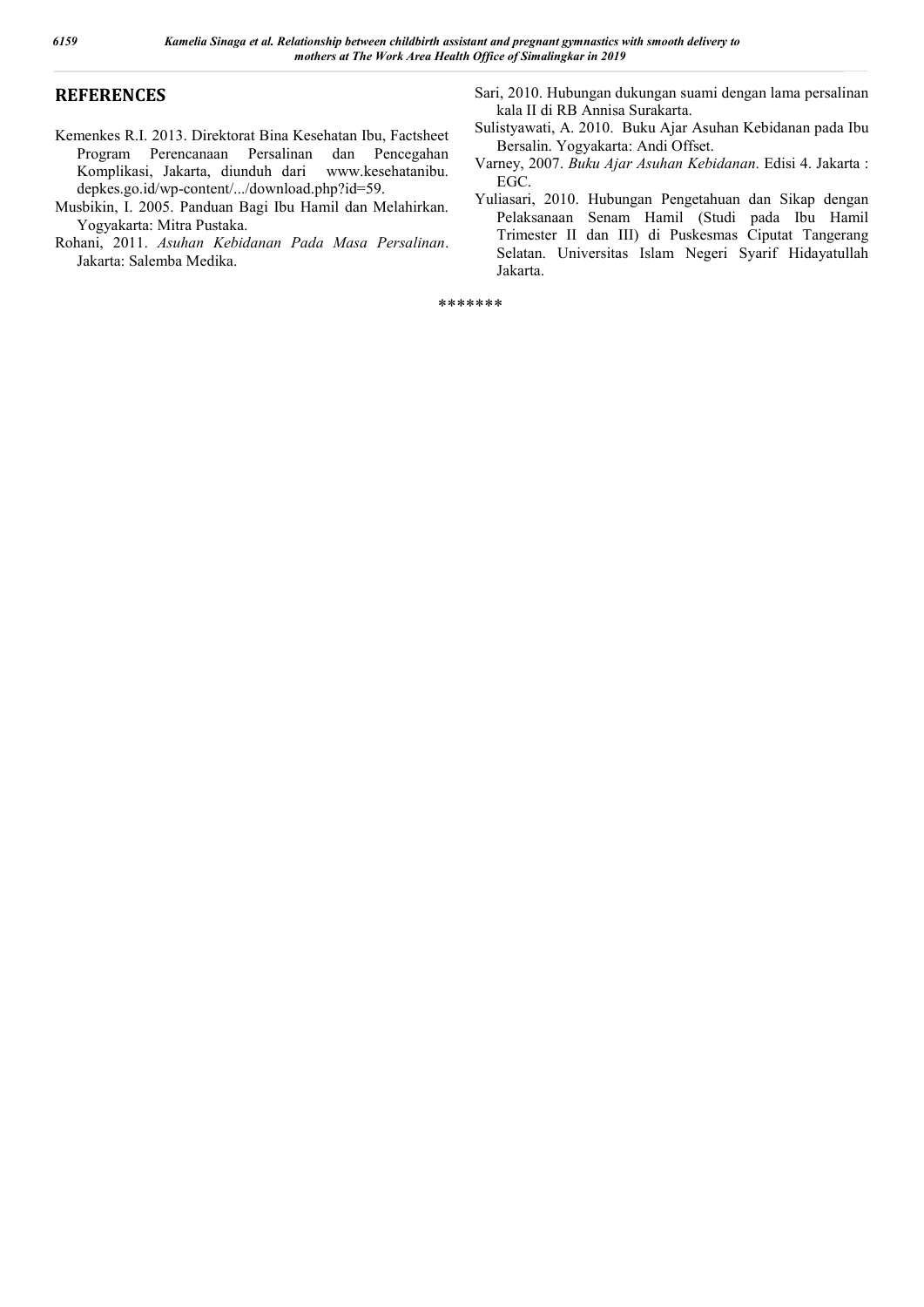## REFERENCES

Kemenkes R.I. 2013. Direktorat Bina Kesehatan Ibu, Factsheet Program Perencanaan Persalinan dan Pencegahan Komplikasi, Jakarta, diunduh dari www.kesehatanibu. depkes.go.id/wp-content/.../download.php?id=59.

Musbikin, I. 2005. Panduan Bagi Ibu Hamil dan Melahirkan. Yogyakarta: Mitra Pustaka.

Rohani, 2011. *Asuhan Kebidanan Pada Masa Persalinan*. Jakarta: Salemba Medika.

Sari, 2010. Hubungan dukungan suami dengan lama persalinan kala II di RB Annisa Surakarta.

Sulistyawati, A. 2010. Buku Ajar Asuhan Kebidanan pada Ibu Bersalin. Yogyakarta: Andi Offset.

Varney, 2007. *Buku Ajar Asuhan Kebidanan*. Edisi 4. Jakarta : EGC.

Yuliasari, 2010. Hubungan Pengetahuan dan Sikap dengan Pelaksanaan Senam Hamil (Studi pada Ibu Hamil Trimester II dan III) di Puskesmas Ciputat Tangerang Selatan. Universitas Islam Negeri Syarif Hidayatullah Jakarta.

*******